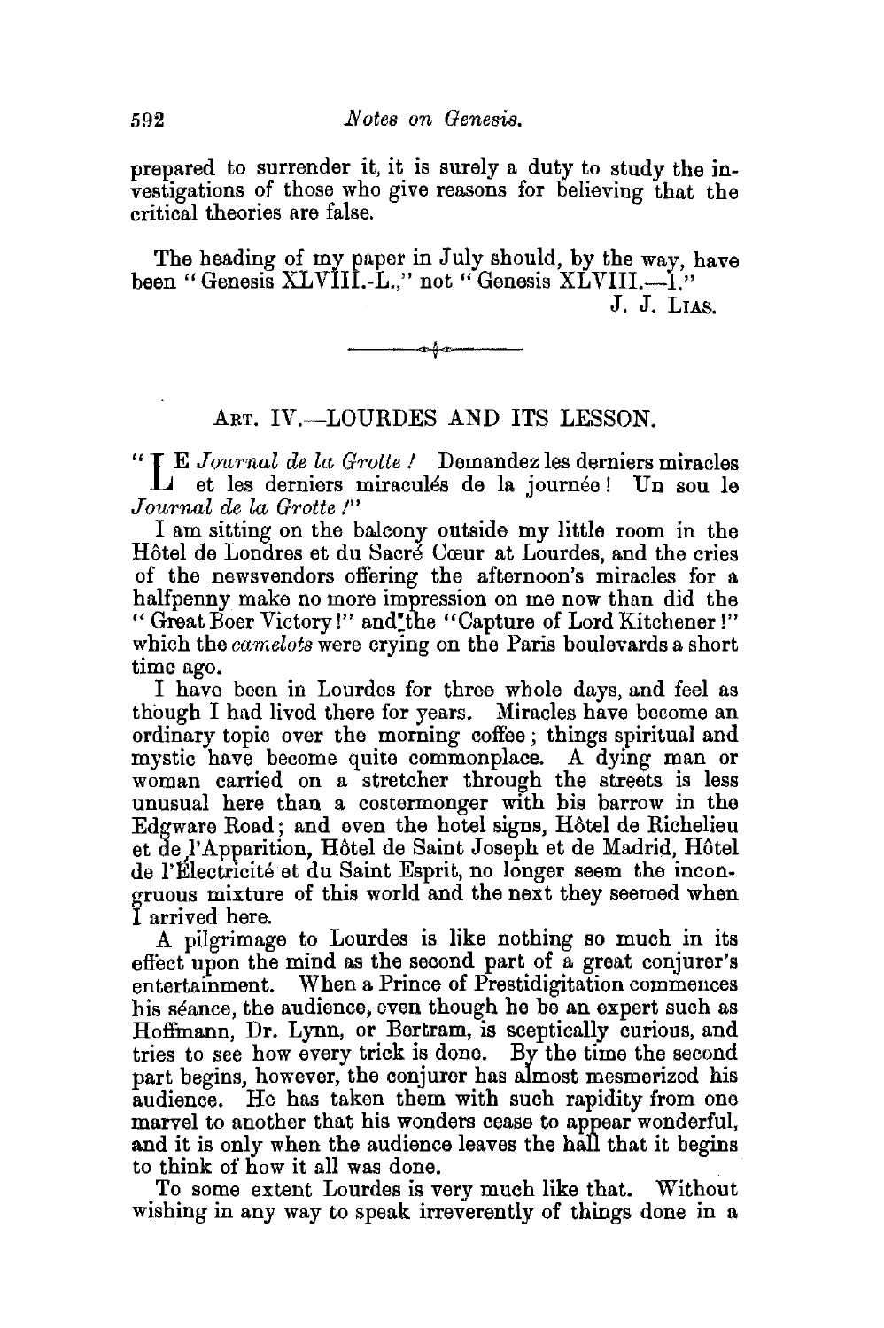prepared to surrender it, it is surely a duty to study the investigations of those who give reasons for believing that the critical theories are false.

The heading of my paper in July should, by the way, have been "Genesis XLVIII.-L.," not "Genesis XLVIII.—I."

J. J. LIAS.

---

## ART. IV.—LOURDES AND ITS LESSON.

"LE *Journal de la Grotte!* Demandez les derniers miracles et les derniers miraculés de la journée! Un sou le *Journal de la Grotte!*"

I am sitting on the balcony outside my little room in the Hôtel de Londres et du Sacré Cœur at Lourdes, and the cries of the newsvendors offering the afternoon's miracles for a halfpenny make no more impression on me now than did the "Great Boer Victory!" and the "Capture of Lord Kitchener!" which the *camelots* were crying on the Paris boulevards a short time ago.

I have been in Lourdes for three whole days, and feel as though I had lived there for years. Miracles have become an ordinary topic over the morning coffee; things spiritual and mystic have become quite commonplace. A dying man or woman carried on a stretcher through the streets is less unusual here than a costermonger with his barrow in the Edgware Road; and even the hotel signs, Hôtel de Richelieu et de l'Apparition, Hôtel de Saint Joseph et de Madrid, Hôtel de l'Électricité et du Saint Esprit, no longer seem the incongruous mixture of this world and the next they seemed when I arrived here.

A pilgrimage to Lourdes is like nothing so much in its effect upon the mind as the second part of a great conjurer's entertainment. When a Prince of Prestidigitation commences his séance, the audience, even though he be an expert such as Hoffmann, Dr. Lynn, or Bertram, is sceptically curious, and tries to see how every trick is done. By the time the second part begins, however, the conjurer has almost mesmerized his audience. He has taken them with such rapidity from one marvel to another that his wonders cease to appear wonderful, and it is only when the audience leaves the hall that it begins to think of how it all was done.

To some extent Lourdes is very much like that. Without wishing in any way to speak irreverently of things done in a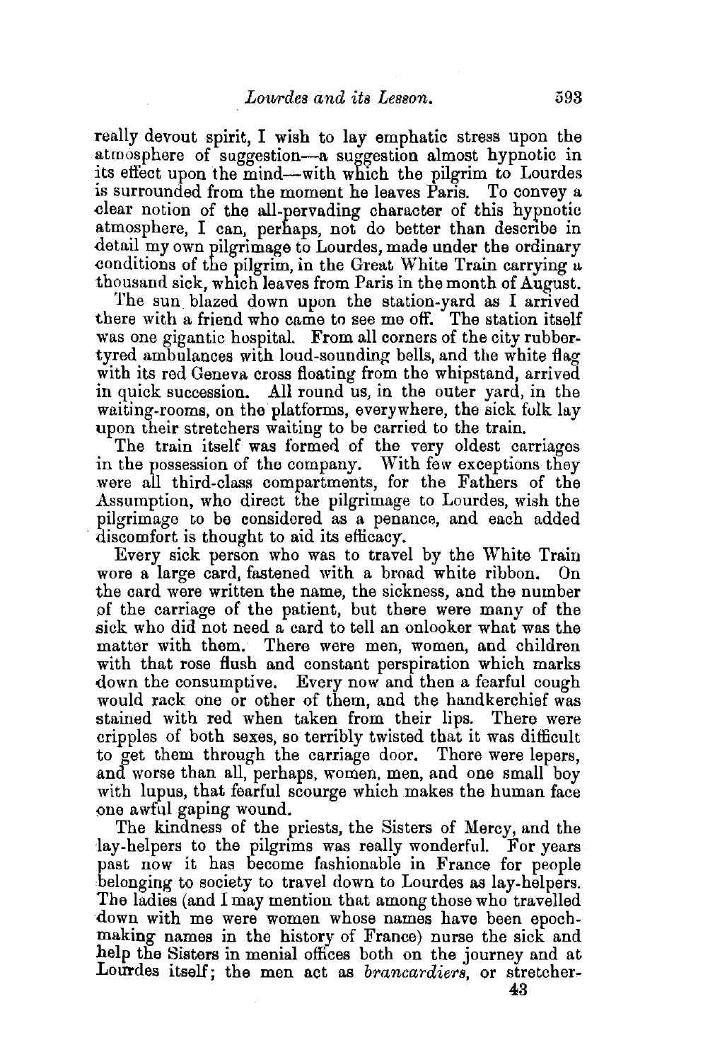really devout spirit, I wish to lay emphatic stress upon the atmosphere of suggestion—a suggestion almost hypnotic in its effect upon the mind—with which the pilgrim to Lourdes is surrounded from the moment he leaves Paris. To convey a clear notion of the all-pervading character of this hypnotic atmosphere, I can, perhaps, not do better than describe in detail my own pilgrimage to Lourdes, made under the ordinary conditions of the pilgrim, in the Great White Train carrying a thousand sick, which leaves from Paris in the month of August.

The sun blazed down upon the station-yard as I arrived there with a friend who came to see me off. The station itself was one gigantic hospital. From all corners of the city rubber-tyred ambulances with loud-sounding bells, and the white flag with its red Geneva cross floating from the whipstand, arrived in quick succession. All round us, in the outer yard, in the waiting-rooms, on the platforms, everywhere, the sick folk lay upon their stretchers waiting to be carried to the train.

The train itself was formed of the very oldest carriages in the possession of the company. With few exceptions they were all third-class compartments, for the Fathers of the Assumption, who direct the pilgrimage to Lourdes, wish the pilgrimage to be considered as a penance, and each added discomfort is thought to aid its efficacy.

Every sick person who was to travel by the White Train wore a large card, fastened with a broad white ribbon. On the card were written the name, the sickness, and the number of the carriage of the patient, but there were many of the sick who did not need a card to tell an onlooker what was the matter with them. There were men, women, and children with that rose flush and constant perspiration which marks down the consumptive. Every now and then a fearful cough would rack one or other of them, and the handkerchief was stained with red when taken from their lips. There were cripples of both sexes, so terribly twisted that it was difficult to get them through the carriage door. There were lepers, and worse than all, perhaps, women, men, and one small boy with lupus, that fearful scourge which makes the human face one awful gaping wound.

The kindness of the priests, the Sisters of Mercy, and the lay-helpers to the pilgrims was really wonderful. For years past now it has become fashionable in France for people belonging to society to travel down to Lourdes as lay-helpers. The ladies (and I may mention that among those who travelled down with me were women whose names have been epoch-making names in the history of France) nurse the sick and help the Sisters in menial offices both on the journey and at Lourdes itself; the men act as *brancardiers*, or stretcher-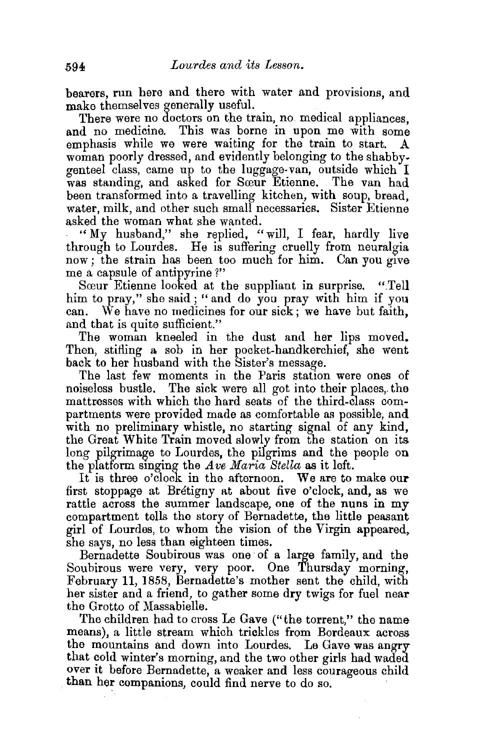bearers, run here and there with water and provisions, and make themselves generally useful.

There were no doctors on the train, no medical appliances, and no medicine. This was borne in upon me with some emphasis while we were waiting for the train to start. A woman poorly dressed, and evidently belonging to the shabby-genteel class, came up to the luggage-van, outside which I was standing, and asked for Sœur Etienne. The van had been transformed into a travelling kitchen, with soup, bread, water, milk, and other such small necessaries. Sister Etienne asked the woman what she wanted.

"My husband," she replied, "will, I fear, hardly live through to Lourdes. He is suffering cruelly from neuralgia now; the strain has been too much for him. Can you give me a capsule of antipyrine?"

Sœur Etienne looked at the suppliant in surprise. "Tell him to pray," she said; "and do you pray with him if you can. We have no medicines for our sick; we have but faith, and that is quite sufficient."

The woman kneeled in the dust and her lips moved. Then, stifling a sob in her pocket-handkerchief, she went back to her husband with the Sister's message.

The last few moments in the Paris station were ones of noiseless bustle. The sick were all got into their places, the mattresses with which the hard seats of the third-class compartments were provided made as comfortable as possible, and with no preliminary whistle, no starting signal of any kind, the Great White Train moved slowly from the station on its long pilgrimage to Lourdes, the pilgrims and the people on the platform singing the *Ave Maria Stella* as it left.

It is three o'clock in the afternoon. We are to make our first stoppage at Brétigny at about five o'clock, and, as we rattle across the summer landscape, one of the nuns in my compartment tells the story of Bernadette, the little peasant girl of Lourdes, to whom the vision of the Virgin appeared, she says, no less than eighteen times.

Bernadette Soubirous was one of a large family, and the Soubirous were very, very poor. One Thursday morning, February 11, 1858, Bernadette's mother sent the child, with her sister and a friend, to gather some dry twigs for fuel near the Grotto of Massabielle.

The children had to cross Le Gave ("the torrent," the name means), a little stream which trickles from Bordeaux across the mountains and down into Lourdes. Le Gave was angry that cold winter's morning, and the two other girls had waded over it before Bernadette, a weaker and less courageous child than her companions, could find nerve to do so.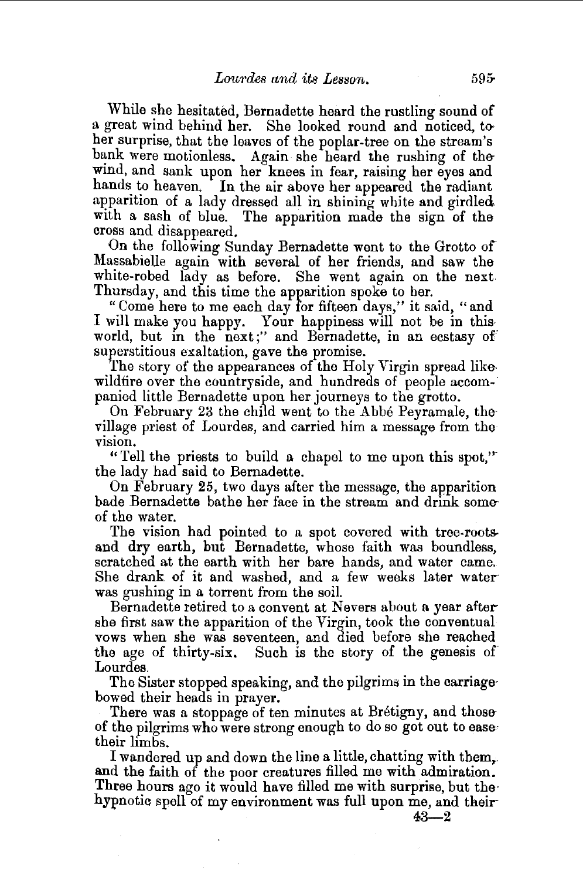While she hesitated, Bernadette heard the rustling sound of a great wind behind her. She looked round and noticed, to her surprise, that the leaves of the poplar-tree on the stream's bank were motionless. Again she heard the rushing of the wind, and sank upon her knees in fear, raising her eyes and hands to heaven. In the air above her appeared the radiant apparition of a lady dressed all in shining white and girdled with a sash of blue. The apparition made the sign of the cross and disappeared.

On the following Sunday Bernadette went to the Grotto of Massabielle again with several of her friends, and saw the white-robed lady as before. She went again on the next Thursday, and this time the apparition spoke to her.

"Come here to me each day for fifteen days," it said, "and I will make you happy. Your happiness will not be in this world, but in the next;" and Bernadette, in an ecstasy of superstitious exaltation, gave the promise.

The story of the appearances of the Holy Virgin spread like wildfire over the countryside, and hundreds of people accompanied little Bernadette upon her journeys to the grotto.

On February 23 the child went to the Abbé Peyramale, the village priest of Lourdes, and carried him a message from the vision.

"Tell the priests to build a chapel to me upon this spot," the lady had said to Bernadette.

On February 25, two days after the message, the apparition bade Bernadette bathe her face in the stream and drink some of the water.

The vision had pointed to a spot covered with tree-roots and dry earth, but Bernadette, whose faith was boundless, scratched at the earth with her bare hands, and water came. She drank of it and washed, and a few weeks later water was gushing in a torrent from the soil.

Bernadette retired to a convent at Nevers about a year after she first saw the apparition of the Virgin, took the conventual vows when she was seventeen, and died before she reached the age of thirty-six. Such is the story of the genesis of Lourdes.

The Sister stopped speaking, and the pilgrims in the carriage bowed their heads in prayer.

There was a stoppage of ten minutes at Brétigny, and those of the pilgrims who were strong enough to do so got out to ease their limbs.

I wandered up and down the line a little, chatting with them, and the faith of the poor creatures filled me with admiration. Three hours ago it would have filled me with surprise, but the hypnotic spell of my environment was full upon me, and their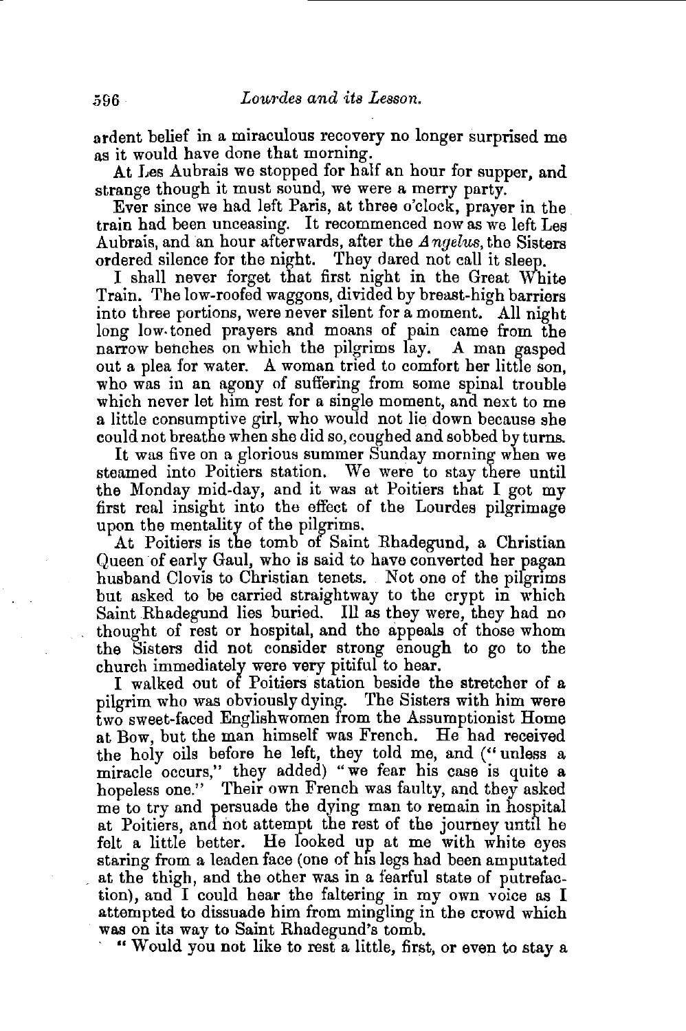ardent belief in a miraculous recovery no longer surprised me as it would have done that morning.

At Les Aubrais we stopped for half an hour for supper, and strange though it must sound, we were a merry party.

Ever since we had left Paris, at three o'clock, prayer in the train had been unceasing. It recommenced now as we left Les Aubrais, and an hour afterwards, after the *Angelus*, the Sisters ordered silence for the night. They dared not call it sleep.

I shall never forget that first night in the Great White Train. The low-roofed waggons, divided by breast-high barriers into three portions, were never silent for a moment. All night long low-toned prayers and moans of pain came from the narrow benches on which the pilgrims lay. A man gasped out a plea for water. A woman tried to comfort her little son, who was in an agony of suffering from some spinal trouble which never let him rest for a single moment, and next to me a little consumptive girl, who would not lie down because she could not breathe when she did so, coughed and sobbed by turns.

It was five on a glorious summer Sunday morning when we steamed into Poitiers station. We were to stay there until the Monday mid-day, and it was at Poitiers that I got my first real insight into the effect of the Lourdes pilgrimage upon the mentality of the pilgrims.

At Poitiers is the tomb of Saint Rhadegund, a Christian Queen of early Gaul, who is said to have converted her pagan husband Clovis to Christian tenets. Not one of the pilgrims but asked to be carried straightway to the crypt in which Saint Rhadegund lies buried. Ill as they were, they had no thought of rest or hospital, and the appeals of those whom the Sisters did not consider strong enough to go to the church immediately were very pitiful to hear.

I walked out of Poitiers station beside the stretcher of a pilgrim who was obviously dying. The Sisters with him were two sweet-faced Englishwomen from the Assumptionist Home at Bow, but the man himself was French. He had received the holy oils before he left, they told me, and ("unless a miracle occurs," they added) "we fear his case is quite a hopeless one." Their own French was faulty, and they asked me to try and persuade the dying man to remain in hospital at Poitiers, and not attempt the rest of the journey until he felt a little better. He looked up at me with white eyes staring from a leaden face (one of his legs had been amputated at the thigh, and the other was in a fearful state of putrefaction), and I could hear the faltering in my own voice as I attempted to dissuade him from mingling in the crowd which was on its way to Saint Rhadegund's tomb.

"Would you not like to rest a little, first, or even to stay a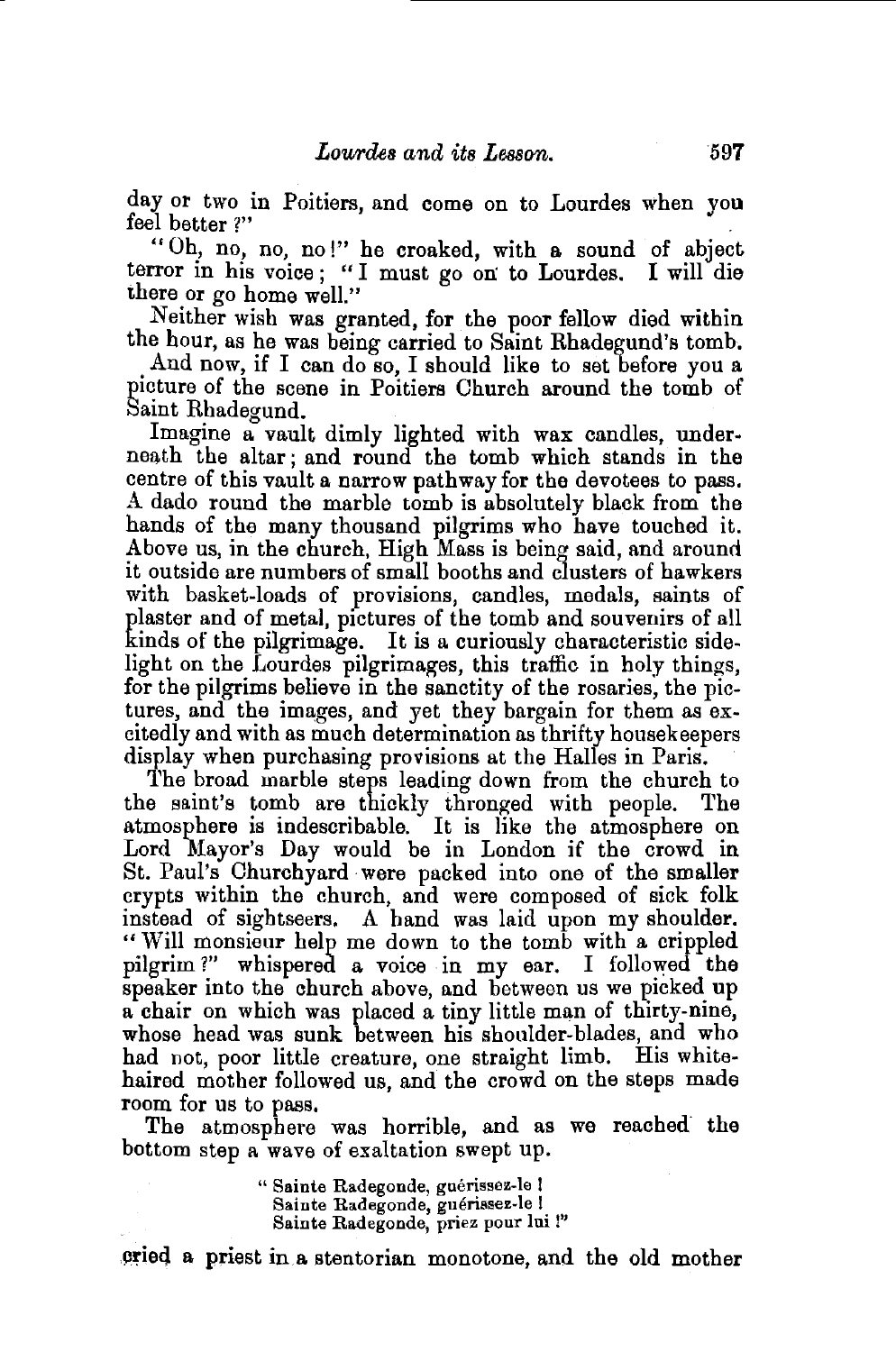day or two in Poitiers, and come on to Lourdes when you feel better ?"

"Oh, no, no, no!" he croaked, with a sound of abject terror in his voice; "I must go on to Lourdes. I will die there or go home well."

Neither wish was granted, for the poor fellow died within the hour, as he was being carried to Saint Rhadegund's tomb.

And now, if I can do so, I should like to set before you a picture of the scene in Poitiers Church around the tomb of Saint Rhadegund.

Imagine a vault dimly lighted with wax candles, underneath the altar; and round the tomb which stands in the centre of this vault a narrow pathway for the devotees to pass. A dado round the marble tomb is absolutely black from the hands of the many thousand pilgrims who have touched it. Above us, in the church, High Mass is being said, and around it outside are numbers of small booths and clusters of hawkers with basket-loads of provisions, candles, medals, saints of plaster and of metal, pictures of the tomb and souvenirs of all kinds of the pilgrimage. It is a curiously characteristic side-light on the Lourdes pilgrimages, this traffic in holy things, for the pilgrims believe in the sanctity of the rosaries, the pictures, and the images, and yet they bargain for them as excitedly and with as much determination as thrifty housekeepers display when purchasing provisions at the Halles in Paris.

The broad marble steps leading down from the church to the saint's tomb are thickly thronged with people. The atmosphere is indescribable. It is like the atmosphere on Lord Mayor's Day would be in London if the crowd in St. Paul's Churchyard were packed into one of the smaller crypts within the church, and were composed of sick folk instead of sightseers. A hand was laid upon my shoulder. "Will monsieur help me down to the tomb with a crippled pilgrim?" whispered a voice in my ear. I followed the speaker into the church above, and between us we picked up a chair on which was placed a tiny little man of thirty-nine, whose head was sunk between his shoulder-blades, and who had not, poor little creature, one straight limb. His white-haired mother followed us, and the crowd on the steps made room for us to pass.

The atmosphere was horrible, and as we reached the bottom step a wave of exaltation swept up.

> "Sainte Radegonde, guérissez-le !
> Sainte Radegonde, guérissez-le !
> Sainte Radegonde, priez pour lui !"

cried a priest in a stentorian monotone, and the old mother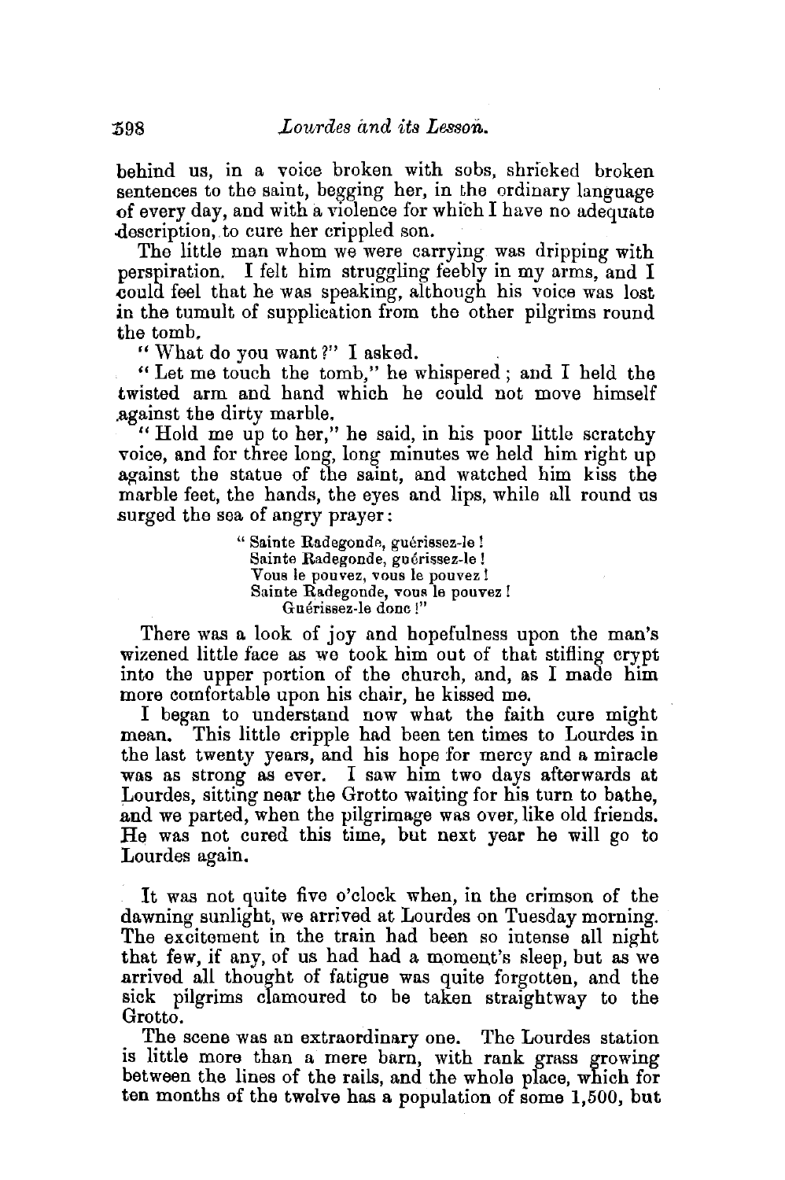behind us, in a voice broken with sobs, shrieked broken sentences to the saint, begging her, in the ordinary language of every day, and with a violence for which I have no adequate description, to cure her crippled son.

The little man whom we were carrying was dripping with perspiration. I felt him struggling feebly in my arms, and I could feel that he was speaking, although his voice was lost in the tumult of supplication from the other pilgrims round the tomb.

"What do you want?" I asked.

"Let me touch the tomb," he whispered; and I held the twisted arm and hand which he could not move himself against the dirty marble.

"Hold me up to her," he said, in his poor little scratchy voice, and for three long, long minutes we held him right up against the statue of the saint, and watched him kiss the marble feet, the hands, the eyes and lips, while all round us surged the sea of angry prayer:

> "Sainte Radegonde, guérissez-le!
> Sainte Radegonde, guérissez-le!
> Vous le pouvez, vous le pouvez!
> Sainte Radegonde, vous le pouvez!
> Guérissez-le donc!"

There was a look of joy and hopefulness upon the man's wizened little face as we took him out of that stifling crypt into the upper portion of the church, and, as I made him more comfortable upon his chair, he kissed me.

I began to understand now what the faith cure might mean. This little cripple had been ten times to Lourdes in the last twenty years, and his hope for mercy and a miracle was as strong as ever. I saw him two days afterwards at Lourdes, sitting near the Grotto waiting for his turn to bathe, and we parted, when the pilgrimage was over, like old friends. He was not cured this time, but next year he will go to Lourdes again.

It was not quite five o'clock when, in the crimson of the dawning sunlight, we arrived at Lourdes on Tuesday morning. The excitement in the train had been so intense all night that few, if any, of us had had a moment's sleep, but as we arrived all thought of fatigue was quite forgotten, and the sick pilgrims clamoured to be taken straightway to the Grotto.

The scene was an extraordinary one. The Lourdes station is little more than a mere barn, with rank grass growing between the lines of the rails, and the whole place, which for ten months of the twelve has a population of some 1,500, but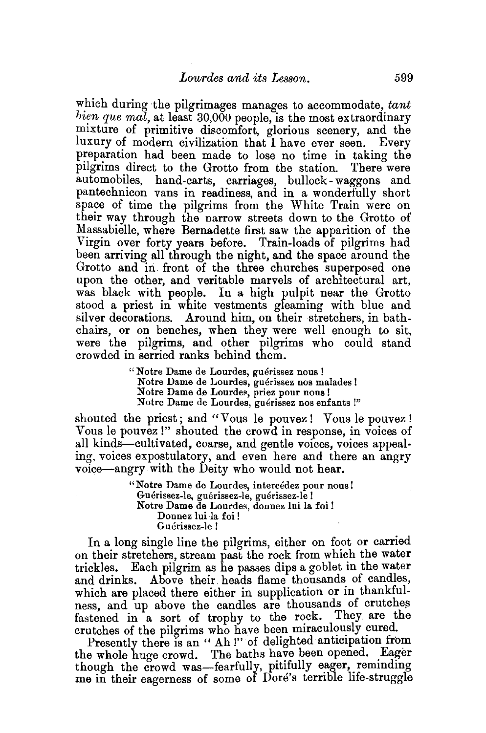which during the pilgrimages manages to accommodate, *tant bien que mal*, at least 30,000 people, is the most extraordinary mixture of primitive discomfort, glorious scenery, and the luxury of modern civilization that I have ever seen. Every preparation had been made to lose no time in taking the pilgrims direct to the Grotto from the station. There were automobiles, hand-carts, carriages, bullock-waggons and pantechnicon vans in readiness, and in a wonderfully short space of time the pilgrims from the White Train were on their way through the narrow streets down to the Grotto of Massabielle, where Bernadette first saw the apparition of the Virgin over forty years before. Train-loads of pilgrims had been arriving all through the night, and the space around the Grotto and in front of the three churches superposed one upon the other, and veritable marvels of architectural art, was black with people. In a high pulpit near the Grotto stood a priest in white vestments gleaming with blue and silver decorations. Around him, on their stretchers, in bath-chairs, or on benches, when they were well enough to sit, were the pilgrims, and other pilgrims who could stand crowded in serried ranks behind them.

> "Notre Dame de Lourdes, guérissez nous!
> Notre Dame de Lourdes, guérissez nos malades!
> Notre Dame de Lourdes, priez pour nous!
> Notre Dame de Lourdes, guérissez nos enfants!"

shouted the priest; and "Vous le pouvez! Vous le pouvez! Vous le pouvez!" shouted the crowd in response, in voices of all kinds—cultivated, coarse, and gentle voices, voices appealing, voices expostulatory, and even here and there an angry voice—angry with the Deity who would not hear.

> "Notre Dame de Lourdes, intercédez pour nous!
> Guérissez-le, guérissez-le, guérissez-le!
> Notre Dame de Lourdes, donnez lui la foi!
> Donnez lui la foi!
> Guérissez-le!

In a long single line the pilgrims, either on foot or carried on their stretchers, stream past the rock from which the water trickles. Each pilgrim as he passes dips a goblet in the water and drinks. Above their heads flame thousands of candles, which are placed there either in supplication or in thankfulness, and up above the candles are thousands of crutches fastened in a sort of trophy to the rock. They are the crutches of the pilgrims who have been miraculously cured.

Presently there is an "Ah!" of delighted anticipation from the whole huge crowd. The baths have been opened. Eager though the crowd was—fearfully, pitifully eager, reminding me in their eagerness of some of Doré's terrible life-struggle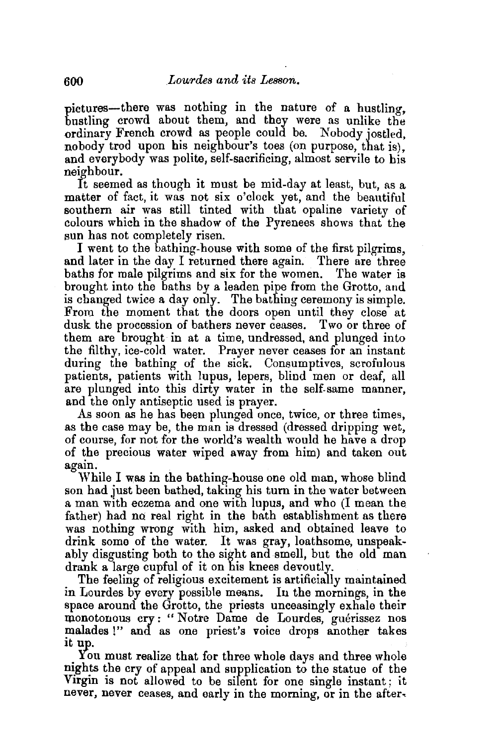pictures—there was nothing in the nature of a hustling, bustling crowd about them, and they were as unlike the ordinary French crowd as people could be. Nobody jostled, nobody trod upon his neighbour's toes (on purpose, that is), and everybody was polite, self-sacrificing, almost servile to his neighbour.

It seemed as though it must be mid-day at least, but, as a matter of fact, it was not six o'clock yet, and the beautiful southern air was still tinted with that opaline variety of colours which in the shadow of the Pyrenees shows that the sun has not completely risen.

I went to the bathing-house with some of the first pilgrims, and later in the day I returned there again. There are three baths for male pilgrims and six for the women. The water is brought into the baths by a leaden pipe from the Grotto, and is changed twice a day only. The bathing ceremony is simple. From the moment that the doors open until they close at dusk the procession of bathers never ceases. Two or three of them are brought in at a time, undressed, and plunged into the filthy, ice-cold water. Prayer never ceases for an instant during the bathing of the sick. Consumptives, scrofulous patients, patients with lupus, lepers, blind men or deaf, all are plunged into this dirty water in the self-same manner, and the only antiseptic used is prayer.

As soon as he has been plunged once, twice, or three times, as the case may be, the man is dressed (dressed dripping wet, of course, for not for the world's wealth would he have a drop of the precious water wiped away from him) and taken out again.

While I was in the bathing-house one old man, whose blind son had just been bathed, taking his turn in the water between a man with eczema and one with lupus, and who (I mean the father) had no real right in the bath establishment as there was nothing wrong with him, asked and obtained leave to drink some of the water. It was gray, loathsome, unspeakably disgusting both to the sight and smell, but the old man drank a large cupful of it on his knees devoutly.

The feeling of religious excitement is artificially maintained in Lourdes by every possible means. In the mornings, in the space around the Grotto, the priests unceasingly exhale their monotonous cry: "Notre Dame de Lourdes, guérissez nos malades!" and as one priest's voice drops another takes it up.

You must realize that for three whole days and three whole nights the cry of appeal and supplication to the statue of the Virgin is not allowed to be silent for one single instant; it never, never ceases, and early in the morning, or in the after-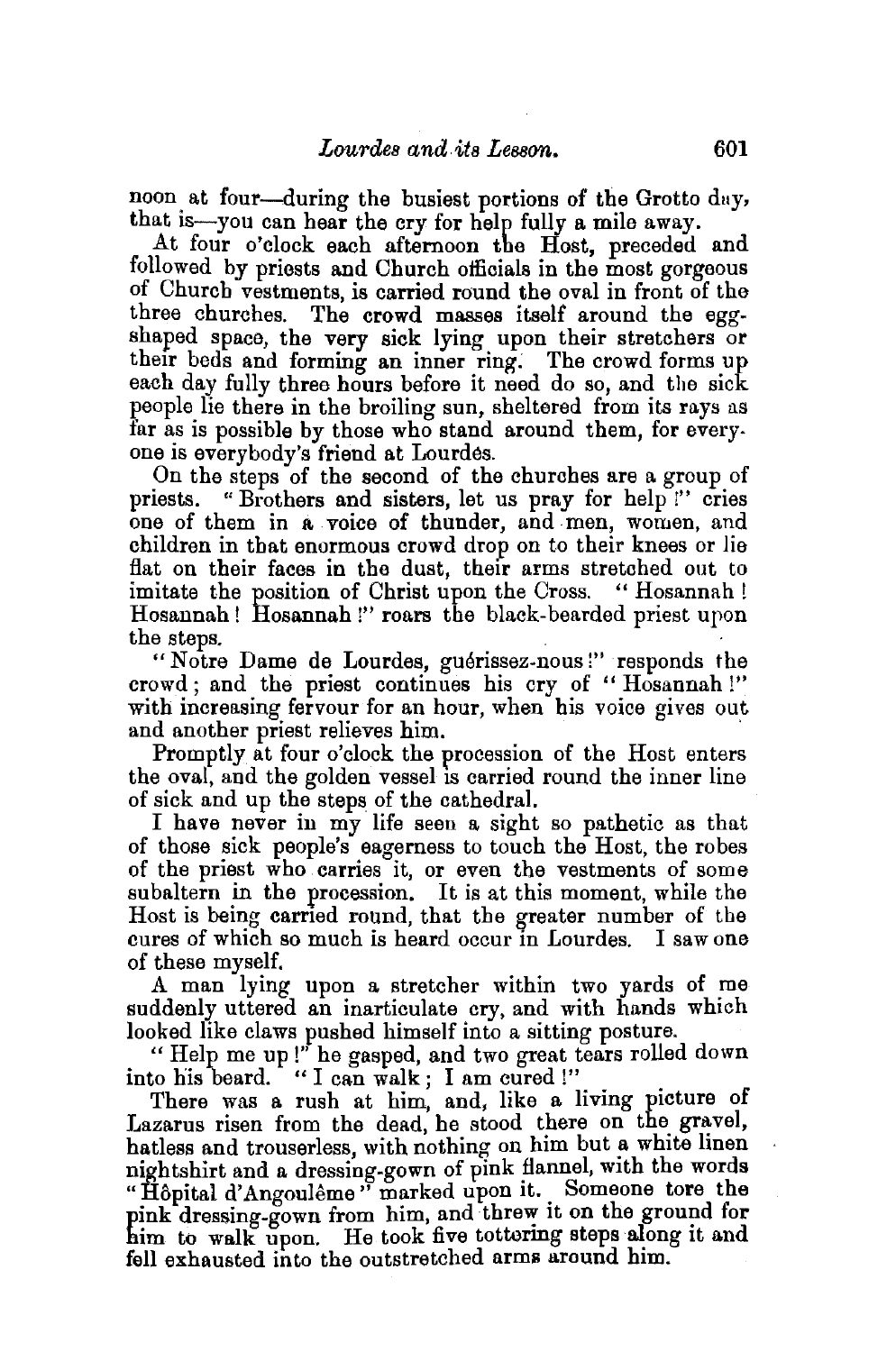noon at four—during the busiest portions of the Grotto day, that is—you can hear the cry for help fully a mile away.

At four o'clock each afternoon the Host, preceded and followed by priests and Church officials in the most gorgeous of Church vestments, is carried round the oval in front of the three churches. The crowd masses itself around the egg-shaped space, the very sick lying upon their stretchers or their beds and forming an inner ring. The crowd forms up each day fully three hours before it need do so, and the sick people lie there in the broiling sun, sheltered from its rays as far as is possible by those who stand around them, for everyone is everybody's friend at Lourdes.

On the steps of the second of the churches are a group of priests. "Brothers and sisters, let us pray for help!" cries one of them in a voice of thunder, and men, women, and children in that enormous crowd drop on to their knees or lie flat on their faces in the dust, their arms stretched out to imitate the position of Christ upon the Cross. "Hosannah! Hosannah! Hosannah!" roars the black-bearded priest upon the steps.

"Notre Dame de Lourdes, guérissez-nous!" responds the crowd; and the priest continues his cry of "Hosannah!" with increasing fervour for an hour, when his voice gives out and another priest relieves him.

Promptly at four o'clock the procession of the Host enters the oval, and the golden vessel is carried round the inner line of sick and up the steps of the cathedral.

I have never in my life seen a sight so pathetic as that of those sick people's eagerness to touch the Host, the robes of the priest who carries it, or even the vestments of some subaltern in the procession. It is at this moment, while the Host is being carried round, that the greater number of the cures of which so much is heard occur in Lourdes. I saw one of these myself.

A man lying upon a stretcher within two yards of me suddenly uttered an inarticulate cry, and with hands which looked like claws pushed himself into a sitting posture.

"Help me up!" he gasped, and two great tears rolled down into his beard. "I can walk; I am cured!"

There was a rush at him, and, like a living picture of Lazarus risen from the dead, he stood there on the gravel, hatless and trouserless, with nothing on him but a white linen nightshirt and a dressing-gown of pink flannel, with the words "Hôpital d'Angoulême" marked upon it. Someone tore the pink dressing-gown from him, and threw it on the ground for him to walk upon. He took five tottering steps along it and fell exhausted into the outstretched arms around him.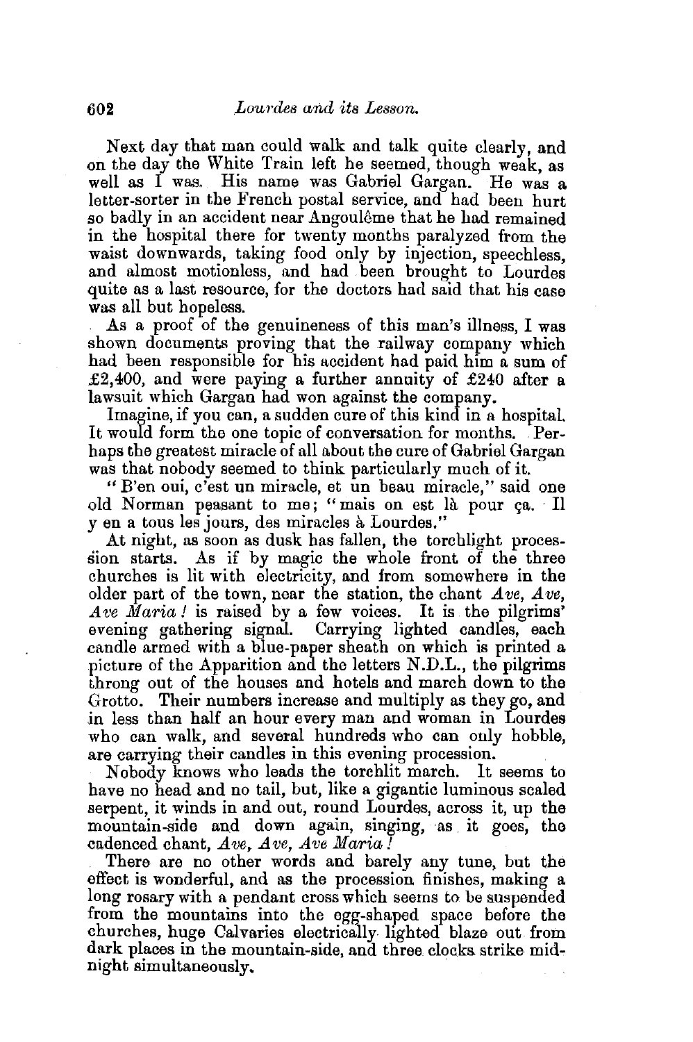Next day that man could walk and talk quite clearly, and on the day the White Train left he seemed, though weak, as well as I was. His name was Gabriel Gargan. He was a letter-sorter in the French postal service, and had been hurt so badly in an accident near Angoulême that he had remained in the hospital there for twenty months paralyzed from the waist downwards, taking food only by injection, speechless, and almost motionless, and had been brought to Lourdes quite as a last resource, for the doctors had said that his case was all but hopeless.

As a proof of the genuineness of this man's illness, I was shown documents proving that the railway company which had been responsible for his accident had paid him a sum of £2,400, and were paying a further annuity of £240 after a lawsuit which Gargan had won against the company.

Imagine, if you can, a sudden cure of this kind in a hospital. It would form the one topic of conversation for months. Perhaps the greatest miracle of all about the cure of Gabriel Gargan was that nobody seemed to think particularly much of it.

"B'en oui, c'est un miracle, et un beau miracle," said one old Norman peasant to me; "mais on est là pour ça. Il y en a tous les jours, des miracles à Lourdes."

At night, as soon as dusk has fallen, the torchlight procession starts. As if by magic the whole front of the three churches is lit with electricity, and from somewhere in the older part of the town, near the station, the chant *Ave, Ave, Ave Maria!* is raised by a few voices. It is the pilgrims' evening gathering signal. Carrying lighted candles, each candle armed with a blue-paper sheath on which is printed a picture of the Apparition and the letters N.D.L., the pilgrims throng out of the houses and hotels and march down to the Grotto. Their numbers increase and multiply as they go, and in less than half an hour every man and woman in Lourdes who can walk, and several hundreds who can only hobble, are carrying their candles in this evening procession.

Nobody knows who leads the torchlit march. It seems to have no head and no tail, but, like a gigantic luminous scaled serpent, it winds in and out, round Lourdes, across it, up the mountain-side and down again, singing, as it goes, the cadenced chant, *Ave, Ave, Ave Maria!*

There are no other words and barely any tune, but the effect is wonderful, and as the procession finishes, making a long rosary with a pendant cross which seems to be suspended from the mountains into the egg-shaped space before the churches, huge Calvaries electrically lighted blaze out from dark places in the mountain-side, and three clocks strike midnight simultaneously.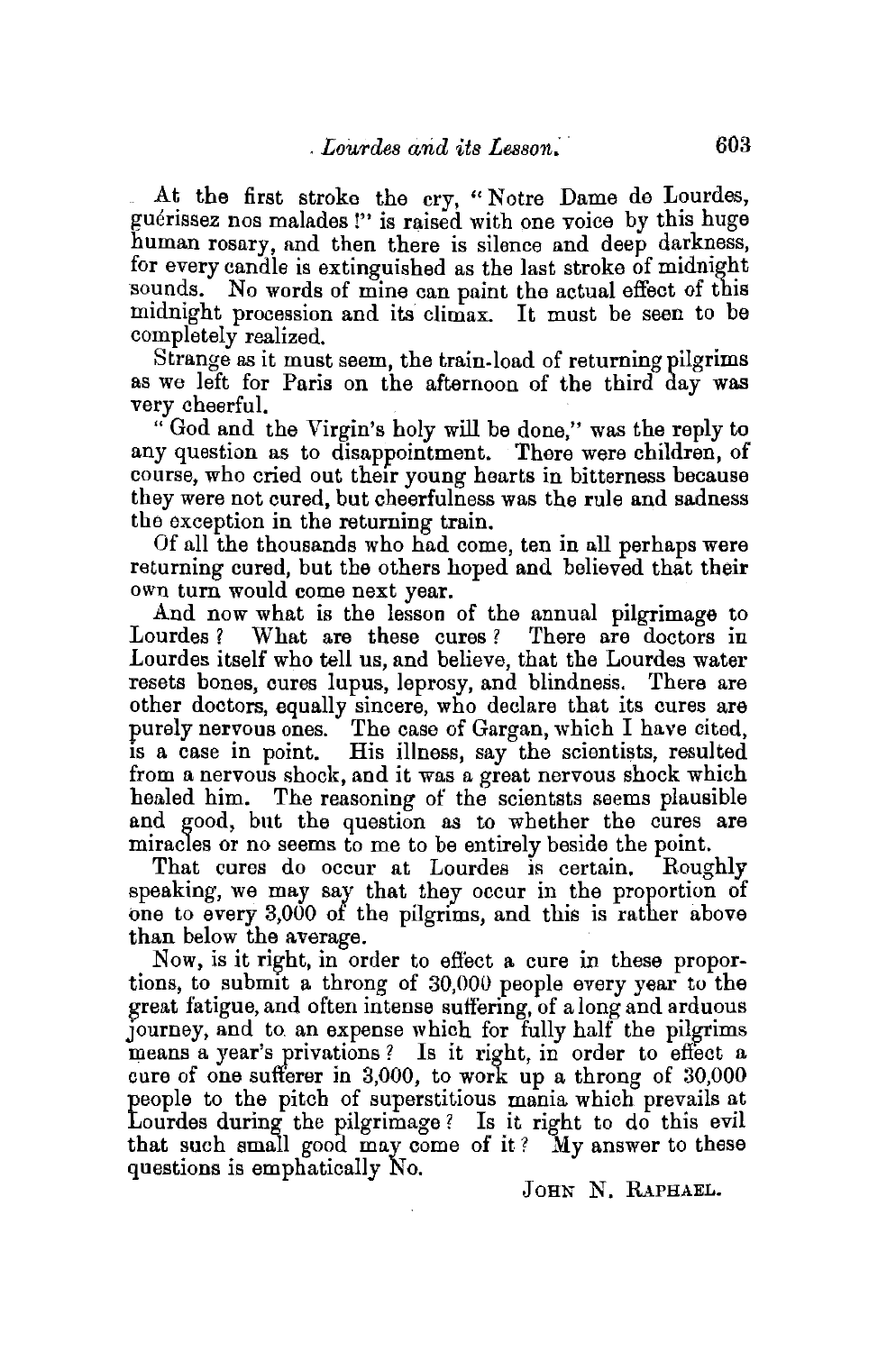At the first stroke the cry, "Notre Dame de Lourdes, guérissez nos malades!" is raised with one voice by this huge human rosary, and then there is silence and deep darkness, for every candle is extinguished as the last stroke of midnight sounds. No words of mine can paint the actual effect of this midnight procession and its climax. It must be seen to be completely realized.

Strange as it must seem, the train-load of returning pilgrims as we left for Paris on the afternoon of the third day was very cheerful.

"God and the Virgin's holy will be done," was the reply to any question as to disappointment. There were children, of course, who cried out their young hearts in bitterness because they were not cured, but cheerfulness was the rule and sadness the exception in the returning train.

Of all the thousands who had come, ten in all perhaps were returning cured, but the others hoped and believed that their own turn would come next year.

And now what is the lesson of the annual pilgrimage to Lourdes? What are these cures? There are doctors in Lourdes itself who tell us, and believe, that the Lourdes water resets bones, cures lupus, leprosy, and blindness. There are other doctors, equally sincere, who declare that its cures are purely nervous ones. The case of Gargan, which I have cited, is a case in point. His illness, say the scientists, resulted from a nervous shock, and it was a great nervous shock which healed him. The reasoning of the scientsts seems plausible and good, but the question as to whether the cures are miracles or no seems to me to be entirely beside the point.

That cures do occur at Lourdes is certain. Roughly speaking, we may say that they occur in the proportion of one to every 3,000 of the pilgrims, and this is rather above than below the average.

Now, is it right, in order to effect a cure in these proportions, to submit a throng of 30,000 people every year to the great fatigue, and often intense suffering, of a long and arduous journey, and to an expense which for fully half the pilgrims means a year's privations? Is it right, in order to effect a cure of one sufferer in 3,000, to work up a throng of 30,000 people to the pitch of superstitious mania which prevails at Lourdes during the pilgrimage? Is it right to do this evil that such small good may come of it? My answer to these questions is emphatically No.

JOHN N. RAPHAEL.